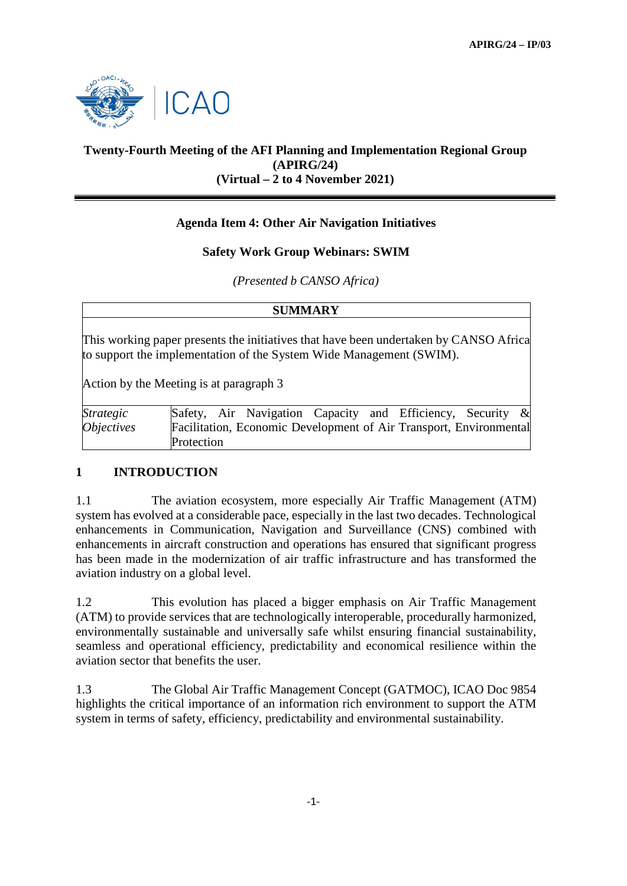APIRG/24 – IP/03

**Twenty-Fourth Meeting of the AFI Planning and Implementation Regional Group (APIRG/24)**
**(Virtual – 2 to 4 November 2021)**

## Agenda Item 4: Other Air Navigation Initiatives

## Safety Work Group Webinars: SWIM

*(Presented b CANSO Africa)*

| SUMMARY | |
|---|---|
| This working paper presents the initiatives that have been undertaken by CANSO Africa to support the implementation of the System Wide Management (SWIM).<br><br>Action by the Meeting is at paragraph 3 | |
| *Strategic Objectives* | Safety, Air Navigation Capacity and Efficiency, Security & Facilitation, Economic Development of Air Transport, Environmental Protection |

## 1 INTRODUCTION

1.1 The aviation ecosystem, more especially Air Traffic Management (ATM) system has evolved at a considerable pace, especially in the last two decades. Technological enhancements in Communication, Navigation and Surveillance (CNS) combined with enhancements in aircraft construction and operations has ensured that significant progress has been made in the modernization of air traffic infrastructure and has transformed the aviation industry on a global level.

1.2 This evolution has placed a bigger emphasis on Air Traffic Management (ATM) to provide services that are technologically interoperable, procedurally harmonized, environmentally sustainable and universally safe whilst ensuring financial sustainability, seamless and operational efficiency, predictability and economical resilience within the aviation sector that benefits the user.

1.3 The Global Air Traffic Management Concept (GATMOC), ICAO Doc 9854 highlights the critical importance of an information rich environment to support the ATM system in terms of safety, efficiency, predictability and environmental sustainability.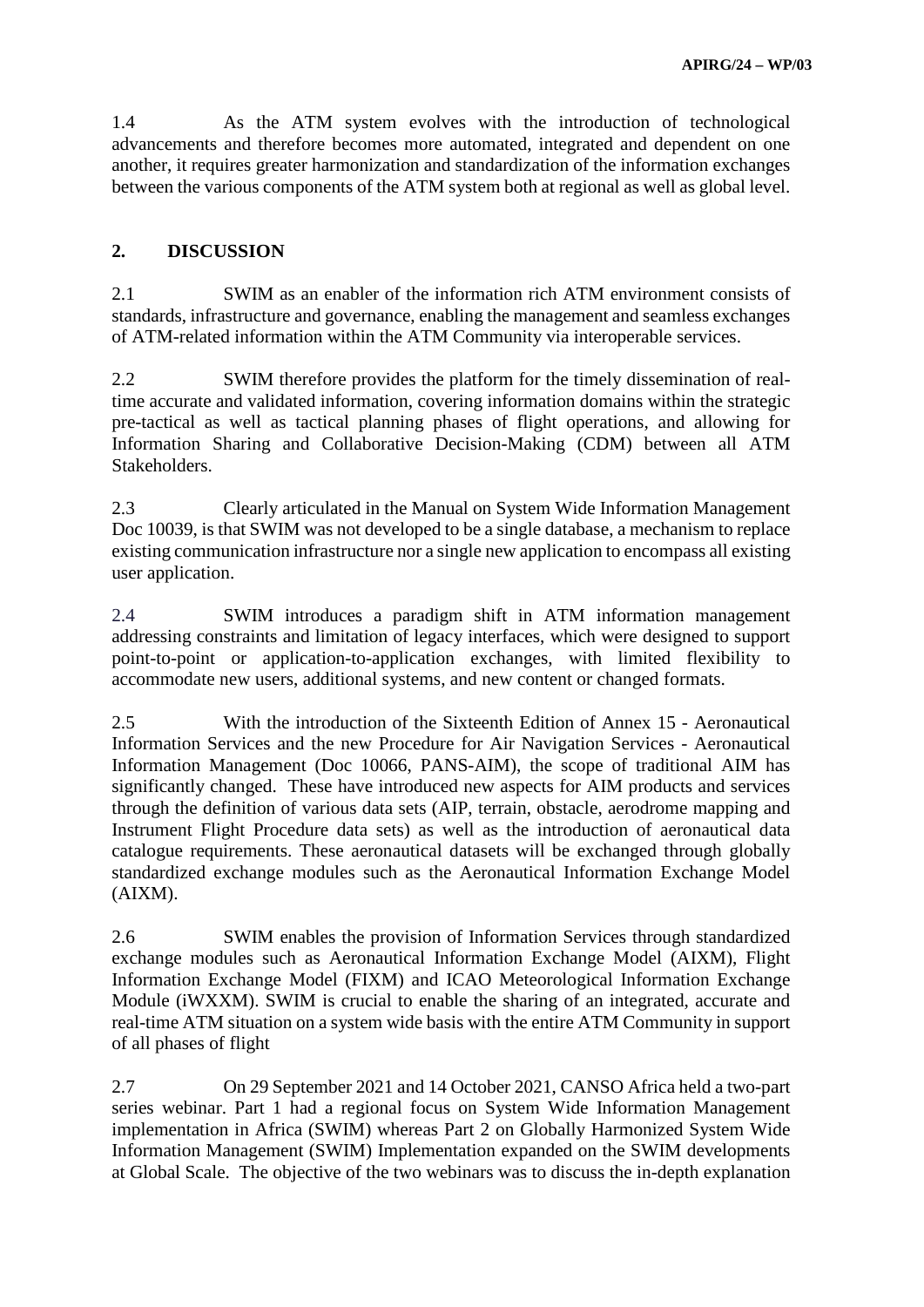1.4 As the ATM system evolves with the introduction of technological advancements and therefore becomes more automated, integrated and dependent on one another, it requires greater harmonization and standardization of the information exchanges between the various components of the ATM system both at regional as well as global level.

## 2. DISCUSSION

2.1 SWIM as an enabler of the information rich ATM environment consists of standards, infrastructure and governance, enabling the management and seamless exchanges of ATM-related information within the ATM Community via interoperable services.

2.2 SWIM therefore provides the platform for the timely dissemination of real-time accurate and validated information, covering information domains within the strategic pre-tactical as well as tactical planning phases of flight operations, and allowing for Information Sharing and Collaborative Decision-Making (CDM) between all ATM Stakeholders.

2.3 Clearly articulated in the Manual on System Wide Information Management Doc 10039, is that SWIM was not developed to be a single database, a mechanism to replace existing communication infrastructure nor a single new application to encompass all existing user application.

2.4 SWIM introduces a paradigm shift in ATM information management addressing constraints and limitation of legacy interfaces, which were designed to support point-to-point or application-to-application exchanges, with limited flexibility to accommodate new users, additional systems, and new content or changed formats.

2.5 With the introduction of the Sixteenth Edition of Annex 15 - Aeronautical Information Services and the new Procedure for Air Navigation Services - Aeronautical Information Management (Doc 10066, PANS-AIM), the scope of traditional AIM has significantly changed. These have introduced new aspects for AIM products and services through the definition of various data sets (AIP, terrain, obstacle, aerodrome mapping and Instrument Flight Procedure data sets) as well as the introduction of aeronautical data catalogue requirements. These aeronautical datasets will be exchanged through globally standardized exchange modules such as the Aeronautical Information Exchange Model (AIXM).

2.6 SWIM enables the provision of Information Services through standardized exchange modules such as Aeronautical Information Exchange Model (AIXM), Flight Information Exchange Model (FIXM) and ICAO Meteorological Information Exchange Module (iWXXM). SWIM is crucial to enable the sharing of an integrated, accurate and real-time ATM situation on a system wide basis with the entire ATM Community in support of all phases of flight

2.7 On 29 September 2021 and 14 October 2021, CANSO Africa held a two-part series webinar. Part 1 had a regional focus on System Wide Information Management implementation in Africa (SWIM) whereas Part 2 on Globally Harmonized System Wide Information Management (SWIM) Implementation expanded on the SWIM developments at Global Scale. The objective of the two webinars was to discuss the in-depth explanation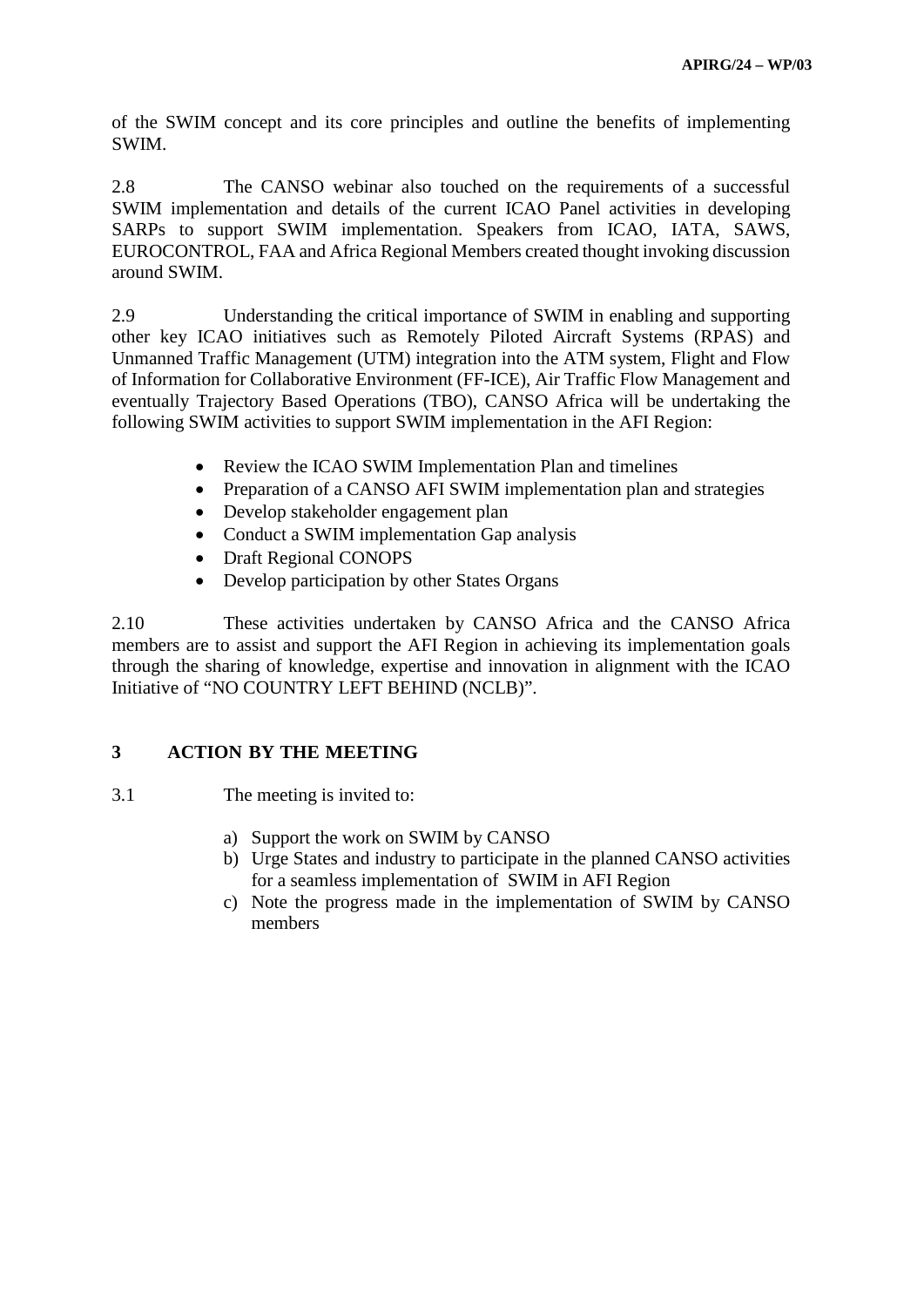of the SWIM concept and its core principles and outline the benefits of implementing SWIM.

2.8 The CANSO webinar also touched on the requirements of a successful SWIM implementation and details of the current ICAO Panel activities in developing SARPs to support SWIM implementation. Speakers from ICAO, IATA, SAWS, EUROCONTROL, FAA and Africa Regional Members created thought invoking discussion around SWIM.

2.9 Understanding the critical importance of SWIM in enabling and supporting other key ICAO initiatives such as Remotely Piloted Aircraft Systems (RPAS) and Unmanned Traffic Management (UTM) integration into the ATM system, Flight and Flow of Information for Collaborative Environment (FF-ICE), Air Traffic Flow Management and eventually Trajectory Based Operations (TBO), CANSO Africa will be undertaking the following SWIM activities to support SWIM implementation in the AFI Region:

- Review the ICAO SWIM Implementation Plan and timelines
- Preparation of a CANSO AFI SWIM implementation plan and strategies
- Develop stakeholder engagement plan
- Conduct a SWIM implementation Gap analysis
- Draft Regional CONOPS
- Develop participation by other States Organs

2.10 These activities undertaken by CANSO Africa and the CANSO Africa members are to assist and support the AFI Region in achieving its implementation goals through the sharing of knowledge, expertise and innovation in alignment with the ICAO Initiative of "NO COUNTRY LEFT BEHIND (NCLB)".

## 3 ACTION BY THE MEETING

3.1 The meeting is invited to:

a) Support the work on SWIM by CANSO
b) Urge States and industry to participate in the planned CANSO activities for a seamless implementation of SWIM in AFI Region
c) Note the progress made in the implementation of SWIM by CANSO members